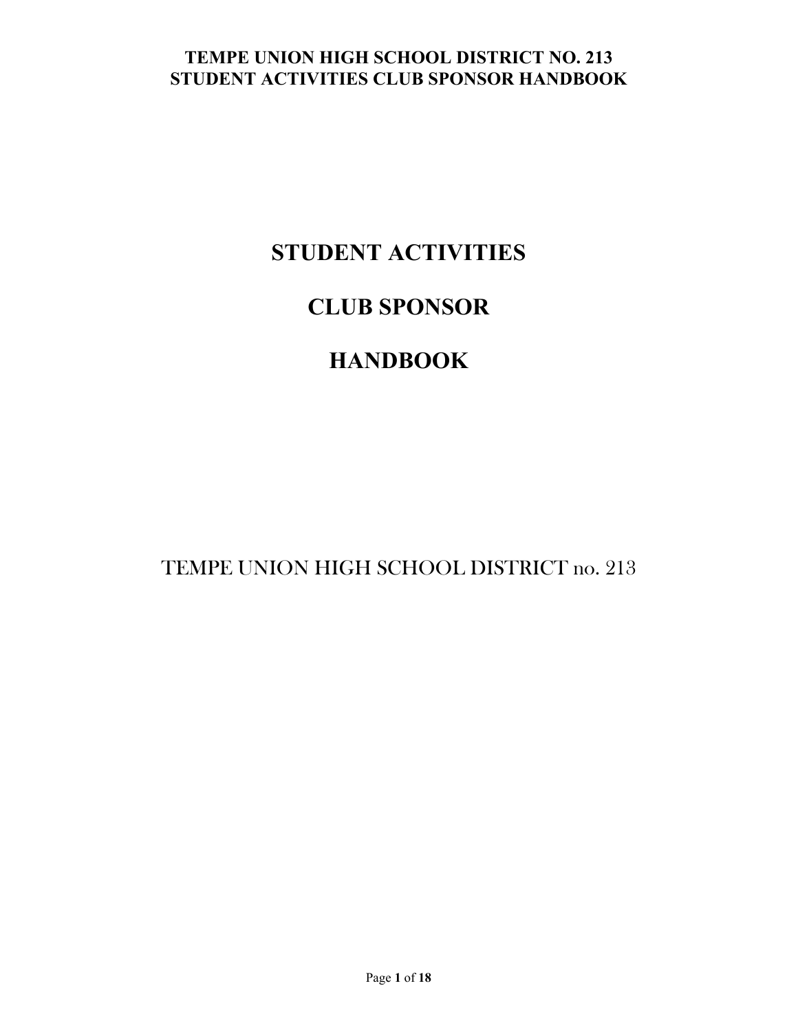# STUDENT ACTIVITIES

# CLUB SPONSOR

# HANDBOOK

TEMPE UNION HIGH SCHOOL DISTRICT no. 213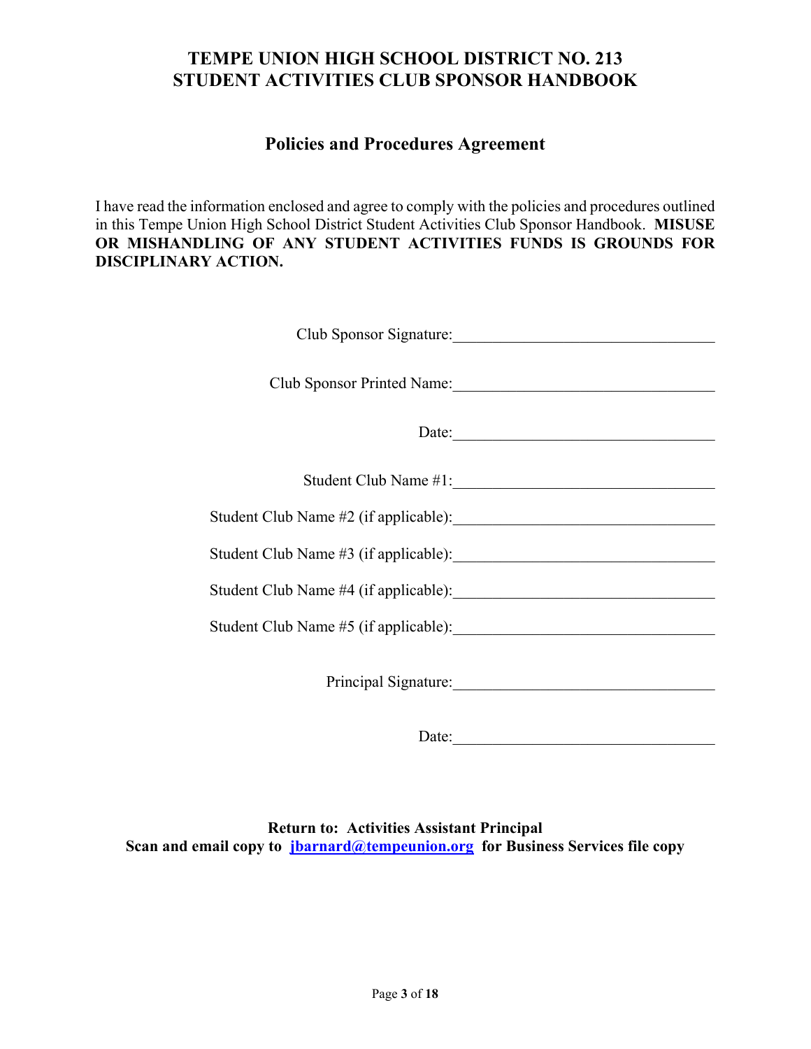# TEMPE UNION HIGH SCHOOL DISTRICT NO. 213
# STUDENT ACTIVITIES CLUB SPONSOR HANDBOOK

## Policies and Procedures Agreement

I have read the information enclosed and agree to comply with the policies and procedures outlined in this Tempe Union High School District Student Activities Club Sponsor Handbook. **MISUSE OR MISHANDLING OF ANY STUDENT ACTIVITIES FUNDS IS GROUNDS FOR DISCIPLINARY ACTION.**

Club Sponsor Signature:_________________________________

Club Sponsor Printed Name:_________________________________

Date:_________________________________

Student Club Name #1:_________________________________

Student Club Name #2 (if applicable):_________________________________

Student Club Name #3 (if applicable):_________________________________

Student Club Name #4 (if applicable):_________________________________

Student Club Name #5 (if applicable):_________________________________

Principal Signature:_________________________________

Date:_________________________________

**Return to: Activities Assistant Principal**
**Scan and email copy to jbarnard@tempeunion.org for Business Services file copy**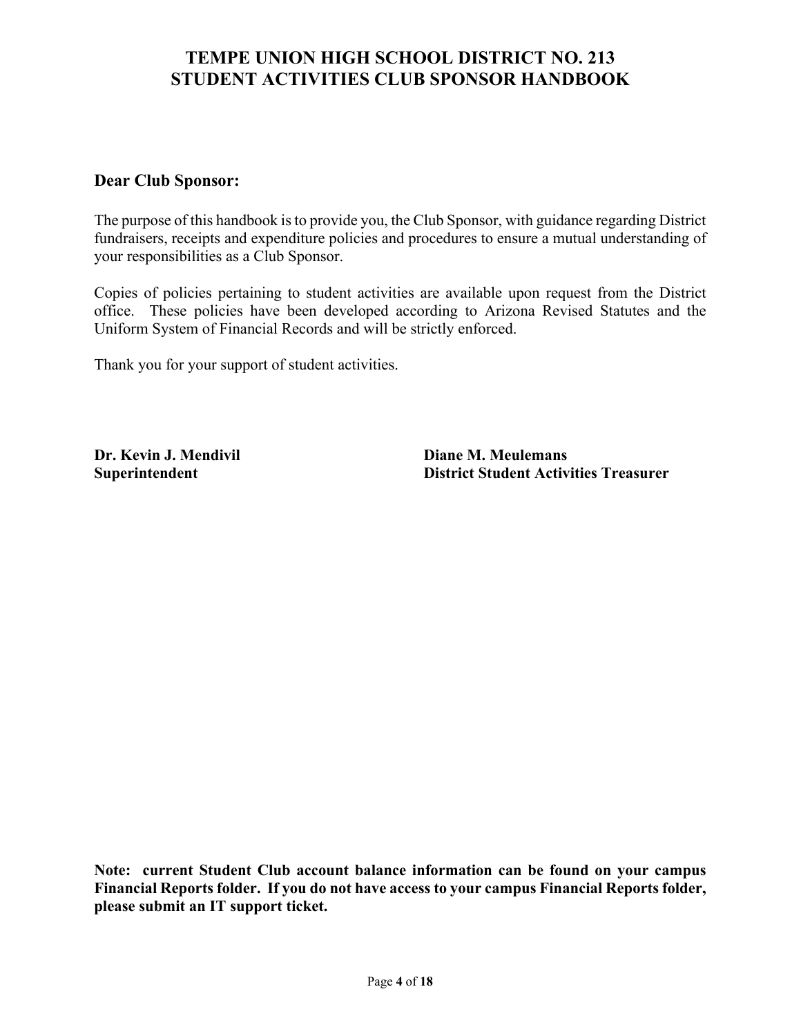# TEMPE UNION HIGH SCHOOL DISTRICT NO. 213
# STUDENT ACTIVITIES CLUB SPONSOR HANDBOOK

**Dear Club Sponsor:**

The purpose of this handbook is to provide you, the Club Sponsor, with guidance regarding District fundraisers, receipts and expenditure policies and procedures to ensure a mutual understanding of your responsibilities as a Club Sponsor.

Copies of policies pertaining to student activities are available upon request from the District office. These policies have been developed according to Arizona Revised Statutes and the Uniform System of Financial Records and will be strictly enforced.

Thank you for your support of student activities.

**Dr. Kevin J. Mendivil**
**Superintendent**

**Diane M. Meulemans**
**District Student Activities Treasurer**

**Note: current Student Club account balance information can be found on your campus Financial Reports folder. If you do not have access to your campus Financial Reports folder, please submit an IT support ticket.**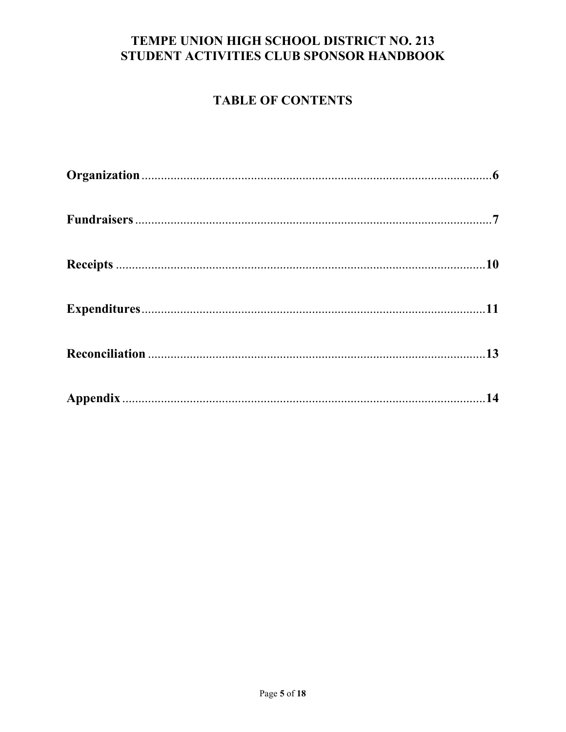# TEMPE UNION HIGH SCHOOL DISTRICT NO. 213
# STUDENT ACTIVITIES CLUB SPONSOR HANDBOOK

## TABLE OF CONTENTS

**Organization** .......... **6**

**Fundraisers** .......... **7**

**Receipts** .......... **10**

**Expenditures** .......... **11**

**Reconciliation** .......... **13**

**Appendix** .......... **14**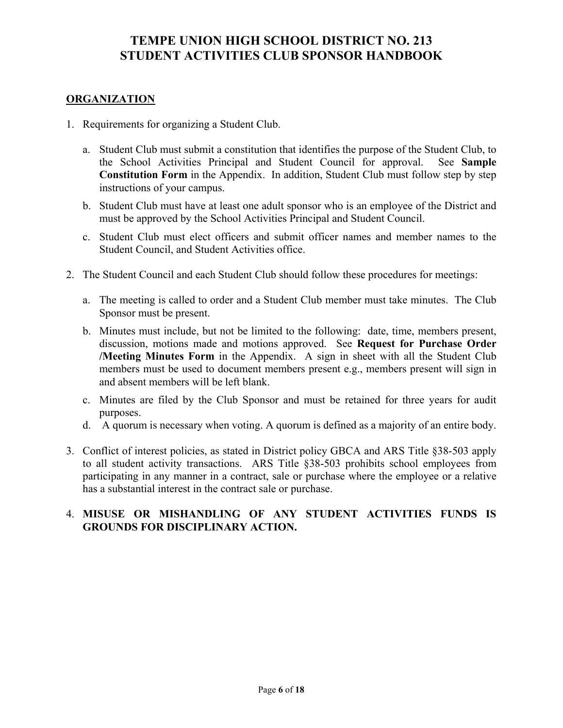# TEMPE UNION HIGH SCHOOL DISTRICT NO. 213
# STUDENT ACTIVITIES CLUB SPONSOR HANDBOOK

## ORGANIZATION

1. Requirements for organizing a Student Club.

   a. Student Club must submit a constitution that identifies the purpose of the Student Club, to the School Activities Principal and Student Council for approval. See **Sample Constitution Form** in the Appendix. In addition, Student Club must follow step by step instructions of your campus.

   b. Student Club must have at least one adult sponsor who is an employee of the District and must be approved by the School Activities Principal and Student Council.

   c. Student Club must elect officers and submit officer names and member names to the Student Council, and Student Activities office.

2. The Student Council and each Student Club should follow these procedures for meetings:

   a. The meeting is called to order and a Student Club member must take minutes. The Club Sponsor must be present.

   b. Minutes must include, but not be limited to the following: date, time, members present, discussion, motions made and motions approved. See **Request for Purchase Order /Meeting Minutes Form** in the Appendix. A sign in sheet with all the Student Club members must be used to document members present e.g., members present will sign in and absent members will be left blank.

   c. Minutes are filed by the Club Sponsor and must be retained for three years for audit purposes.

   d. A quorum is necessary when voting. A quorum is defined as a majority of an entire body.

3. Conflict of interest policies, as stated in District policy GBCA and ARS Title §38-503 apply to all student activity transactions. ARS Title §38-503 prohibits school employees from participating in any manner in a contract, sale or purchase where the employee or a relative has a substantial interest in the contract sale or purchase.

4. **MISUSE OR MISHANDLING OF ANY STUDENT ACTIVITIES FUNDS IS GROUNDS FOR DISCIPLINARY ACTION.**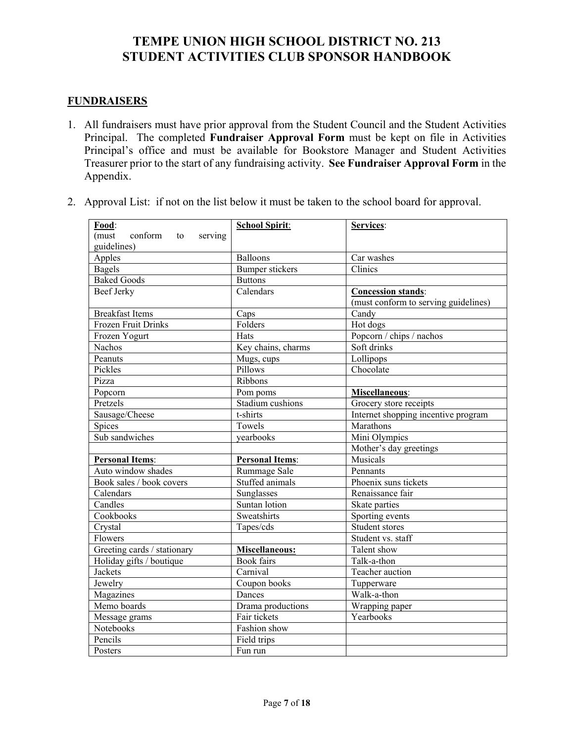# TEMPE UNION HIGH SCHOOL DISTRICT NO. 213
# STUDENT ACTIVITIES CLUB SPONSOR HANDBOOK

## FUNDRAISERS

1. All fundraisers must have prior approval from the Student Council and the Student Activities Principal. The completed **Fundraiser Approval Form** must be kept on file in Activities Principal's office and must be available for Bookstore Manager and Student Activities Treasurer prior to the start of any fundraising activity. **See Fundraiser Approval Form** in the Appendix.

2. Approval List: if not on the list below it must be taken to the school board for approval.

| **Food**: (must conform to serving guidelines) | **School Spirit**: | **Services**: |
|---|---|---|
| Apples | Balloons | Car washes |
| Bagels | Bumper stickers | Clinics |
| Baked Goods | Buttons | |
| Beef Jerky | Calendars | **Concession stands**: (must conform to serving guidelines) |
| Breakfast Items | Caps | Candy |
| Frozen Fruit Drinks | Folders | Hot dogs |
| Frozen Yogurt | Hats | Popcorn / chips / nachos |
| Nachos | Key chains, charms | Soft drinks |
| Peanuts | Mugs, cups | Lollipops |
| Pickles | Pillows | Chocolate |
| Pizza | Ribbons | |
| Popcorn | Pom poms | **Miscellaneous**: |
| Pretzels | Stadium cushions | Grocery store receipts |
| Sausage/Cheese | t-shirts | Internet shopping incentive program |
| Spices | Towels | Marathons |
| Sub sandwiches | yearbooks | Mini Olympics |
| | | Mother's day greetings |
| **Personal Items**: | **Personal Items**: | Musicals |
| Auto window shades | Rummage Sale | Pennants |
| Book sales / book covers | Stuffed animals | Phoenix suns tickets |
| Calendars | Sunglasses | Renaissance fair |
| Candles | Suntan lotion | Skate parties |
| Cookbooks | Sweatshirts | Sporting events |
| Crystal | Tapes/cds | Student stores |
| Flowers | | Student vs. staff |
| Greeting cards / stationary | **Miscellaneous:** | Talent show |
| Holiday gifts / boutique | Book fairs | Talk-a-thon |
| Jackets | Carnival | Teacher auction |
| Jewelry | Coupon books | Tupperware |
| Magazines | Dances | Walk-a-thon |
| Memo boards | Drama productions | Wrapping paper |
| Message grams | Fair tickets | Yearbooks |
| Notebooks | Fashion show | |
| Pencils | Field trips | |
| Posters | Fun run | |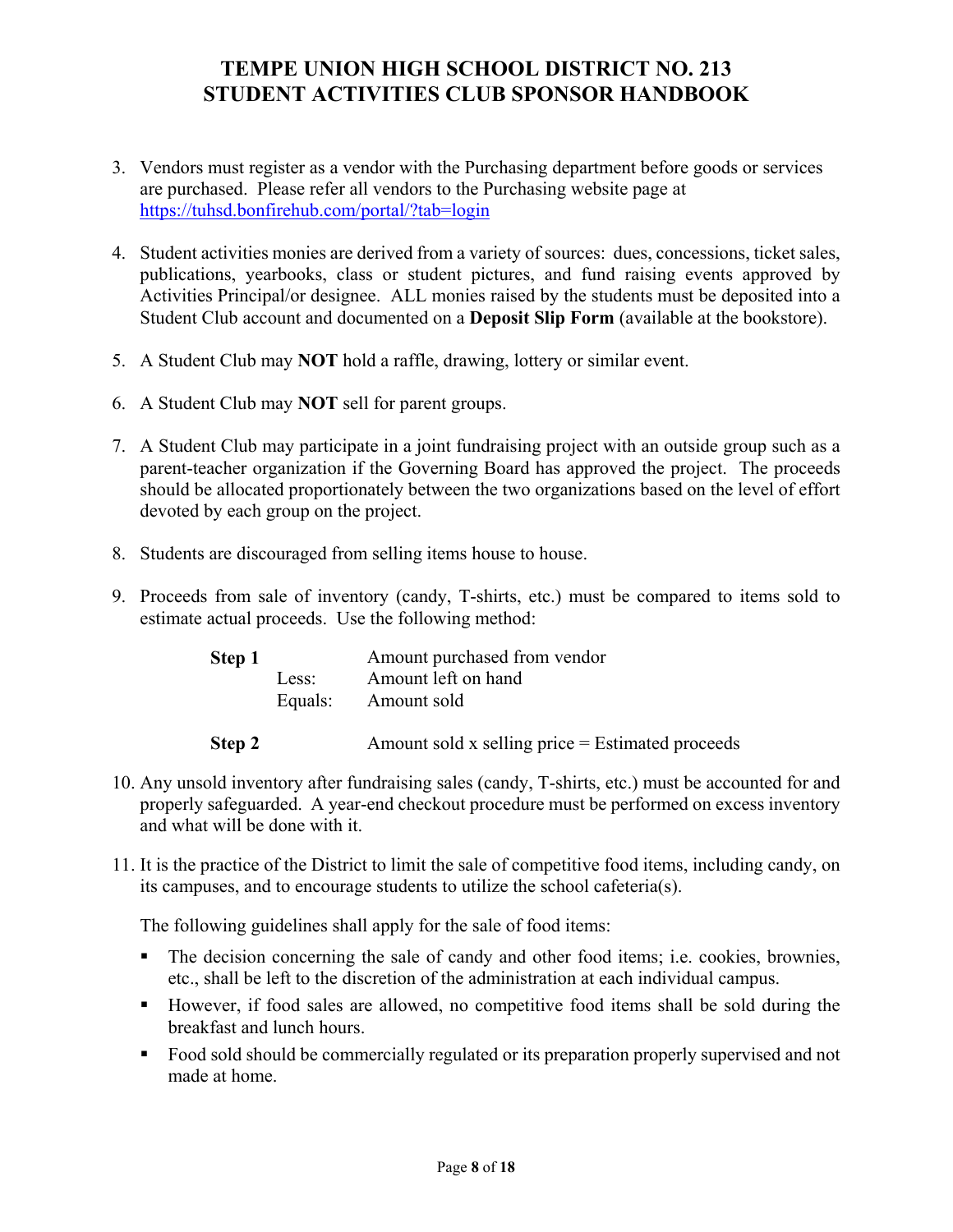3. Vendors must register as a vendor with the Purchasing department before goods or services are purchased. Please refer all vendors to the Purchasing website page at [https://tuhsd.bonfirehub.com/portal/?tab=login](https://tuhsd.bonfirehub.com/portal/?tab=login)

4. Student activities monies are derived from a variety of sources: dues, concessions, ticket sales, publications, yearbooks, class or student pictures, and fund raising events approved by Activities Principal/or designee. ALL monies raised by the students must be deposited into a Student Club account and documented on a **Deposit Slip Form** (available at the bookstore).

5. A Student Club may **NOT** hold a raffle, drawing, lottery or similar event.

6. A Student Club may **NOT** sell for parent groups.

7. A Student Club may participate in a joint fundraising project with an outside group such as a parent-teacher organization if the Governing Board has approved the project. The proceeds should be allocated proportionately between the two organizations based on the level of effort devoted by each group on the project.

8. Students are discouraged from selling items house to house.

9. Proceeds from sale of inventory (candy, T-shirts, etc.) must be compared to items sold to estimate actual proceeds. Use the following method:

   | | | |
   |---|---|---|
   | **Step 1** | | Amount purchased from vendor |
   | | Less: | Amount left on hand |
   | | Equals: | Amount sold |
   | **Step 2** | | Amount sold x selling price = Estimated proceeds |

10. Any unsold inventory after fundraising sales (candy, T-shirts, etc.) must be accounted for and properly safeguarded. A year-end checkout procedure must be performed on excess inventory and what will be done with it.

11. It is the practice of the District to limit the sale of competitive food items, including candy, on its campuses, and to encourage students to utilize the school cafeteria(s).

    The following guidelines shall apply for the sale of food items:

    - The decision concerning the sale of candy and other food items; i.e. cookies, brownies, etc., shall be left to the discretion of the administration at each individual campus.
    - However, if food sales are allowed, no competitive food items shall be sold during the breakfast and lunch hours.
    - Food sold should be commercially regulated or its preparation properly supervised and not made at home.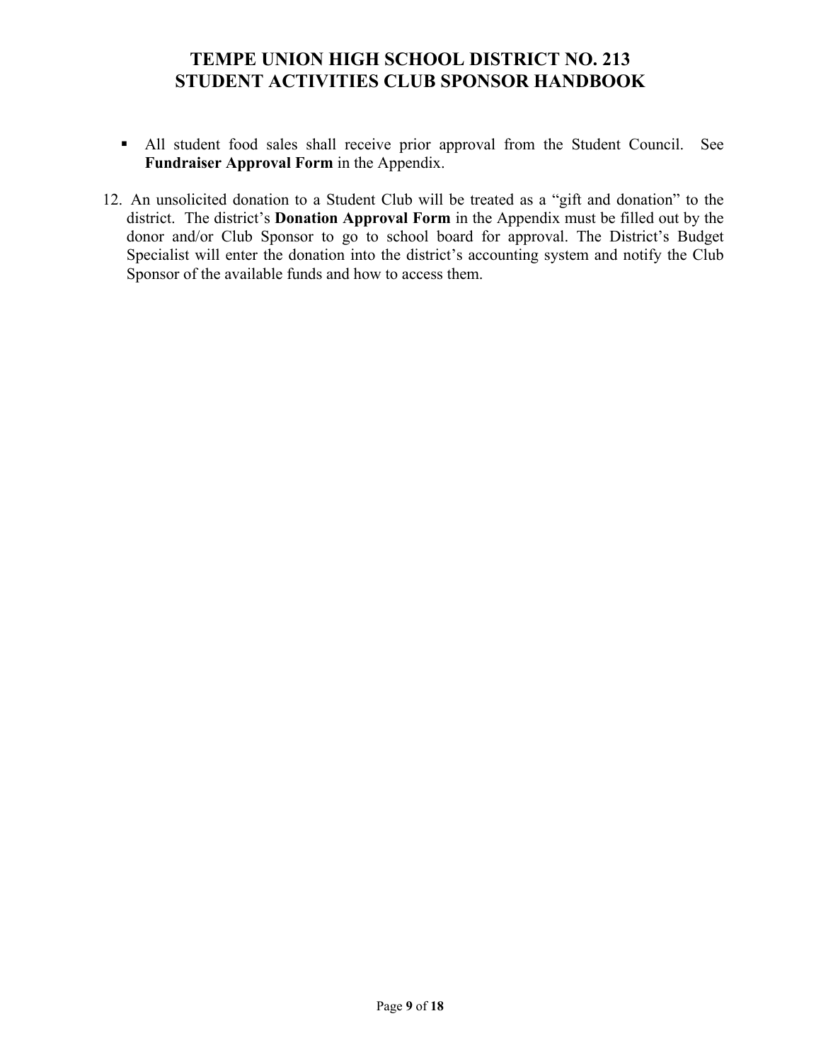- All student food sales shall receive prior approval from the Student Council. See **Fundraiser Approval Form** in the Appendix.

12. An unsolicited donation to a Student Club will be treated as a "gift and donation" to the district. The district's **Donation Approval Form** in the Appendix must be filled out by the donor and/or Club Sponsor to go to school board for approval. The District's Budget Specialist will enter the donation into the district's accounting system and notify the Club Sponsor of the available funds and how to access them.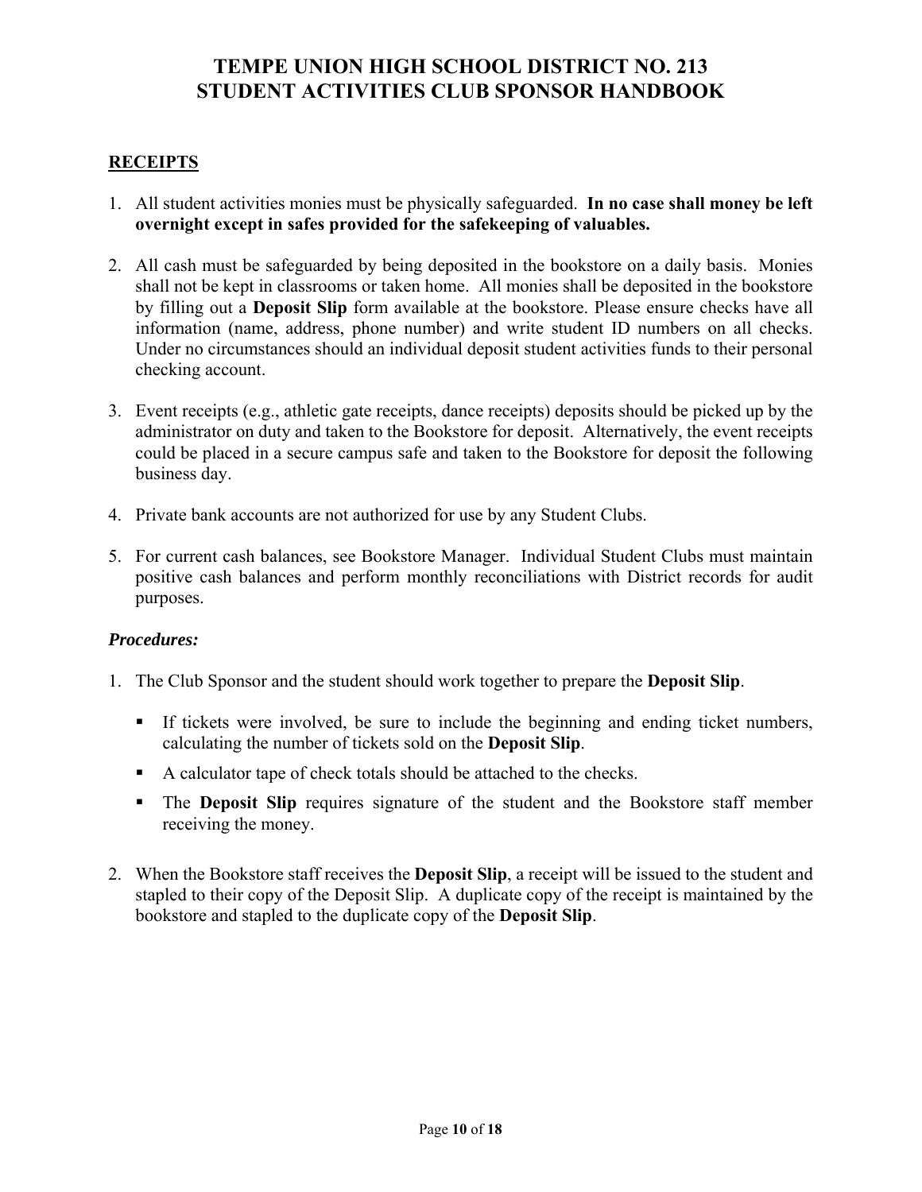# TEMPE UNION HIGH SCHOOL DISTRICT NO. 213
# STUDENT ACTIVITIES CLUB SPONSOR HANDBOOK

## RECEIPTS

1. All student activities monies must be physically safeguarded. **In no case shall money be left overnight except in safes provided for the safekeeping of valuables.**

2. All cash must be safeguarded by being deposited in the bookstore on a daily basis. Monies shall not be kept in classrooms or taken home. All monies shall be deposited in the bookstore by filling out a **Deposit Slip** form available at the bookstore. Please ensure checks have all information (name, address, phone number) and write student ID numbers on all checks. Under no circumstances should an individual deposit student activities funds to their personal checking account.

3. Event receipts (e.g., athletic gate receipts, dance receipts) deposits should be picked up by the administrator on duty and taken to the Bookstore for deposit. Alternatively, the event receipts could be placed in a secure campus safe and taken to the Bookstore for deposit the following business day.

4. Private bank accounts are not authorized for use by any Student Clubs.

5. For current cash balances, see Bookstore Manager. Individual Student Clubs must maintain positive cash balances and perform monthly reconciliations with District records for audit purposes.

### *Procedures:*

1. The Club Sponsor and the student should work together to prepare the **Deposit Slip**.

   - If tickets were involved, be sure to include the beginning and ending ticket numbers, calculating the number of tickets sold on the **Deposit Slip**.
   - A calculator tape of check totals should be attached to the checks.
   - The **Deposit Slip** requires signature of the student and the Bookstore staff member receiving the money.

2. When the Bookstore staff receives the **Deposit Slip**, a receipt will be issued to the student and stapled to their copy of the Deposit Slip. A duplicate copy of the receipt is maintained by the bookstore and stapled to the duplicate copy of the **Deposit Slip**.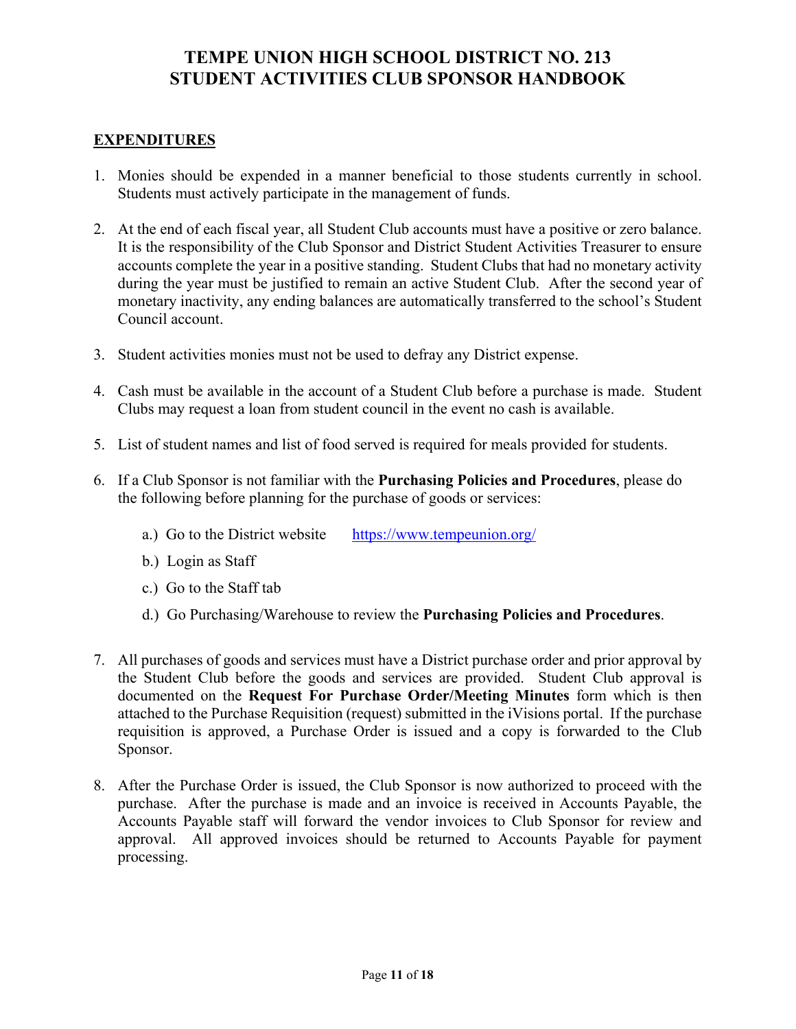# TEMPE UNION HIGH SCHOOL DISTRICT NO. 213
# STUDENT ACTIVITIES CLUB SPONSOR HANDBOOK

## EXPENDITURES

1. Monies should be expended in a manner beneficial to those students currently in school. Students must actively participate in the management of funds.

2. At the end of each fiscal year, all Student Club accounts must have a positive or zero balance. It is the responsibility of the Club Sponsor and District Student Activities Treasurer to ensure accounts complete the year in a positive standing. Student Clubs that had no monetary activity during the year must be justified to remain an active Student Club. After the second year of monetary inactivity, any ending balances are automatically transferred to the school's Student Council account.

3. Student activities monies must not be used to defray any District expense.

4. Cash must be available in the account of a Student Club before a purchase is made. Student Clubs may request a loan from student council in the event no cash is available.

5. List of student names and list of food served is required for meals provided for students.

6. If a Club Sponsor is not familiar with the **Purchasing Policies and Procedures**, please do the following before planning for the purchase of goods or services:

   a.) Go to the District website https://www.tempeunion.org/

   b.) Login as Staff

   c.) Go to the Staff tab

   d.) Go Purchasing/Warehouse to review the **Purchasing Policies and Procedures**.

7. All purchases of goods and services must have a District purchase order and prior approval by the Student Club before the goods and services are provided. Student Club approval is documented on the **Request For Purchase Order/Meeting Minutes** form which is then attached to the Purchase Requisition (request) submitted in the iVisions portal. If the purchase requisition is approved, a Purchase Order is issued and a copy is forwarded to the Club Sponsor.

8. After the Purchase Order is issued, the Club Sponsor is now authorized to proceed with the purchase. After the purchase is made and an invoice is received in Accounts Payable, the Accounts Payable staff will forward the vendor invoices to Club Sponsor for review and approval. All approved invoices should be returned to Accounts Payable for payment processing.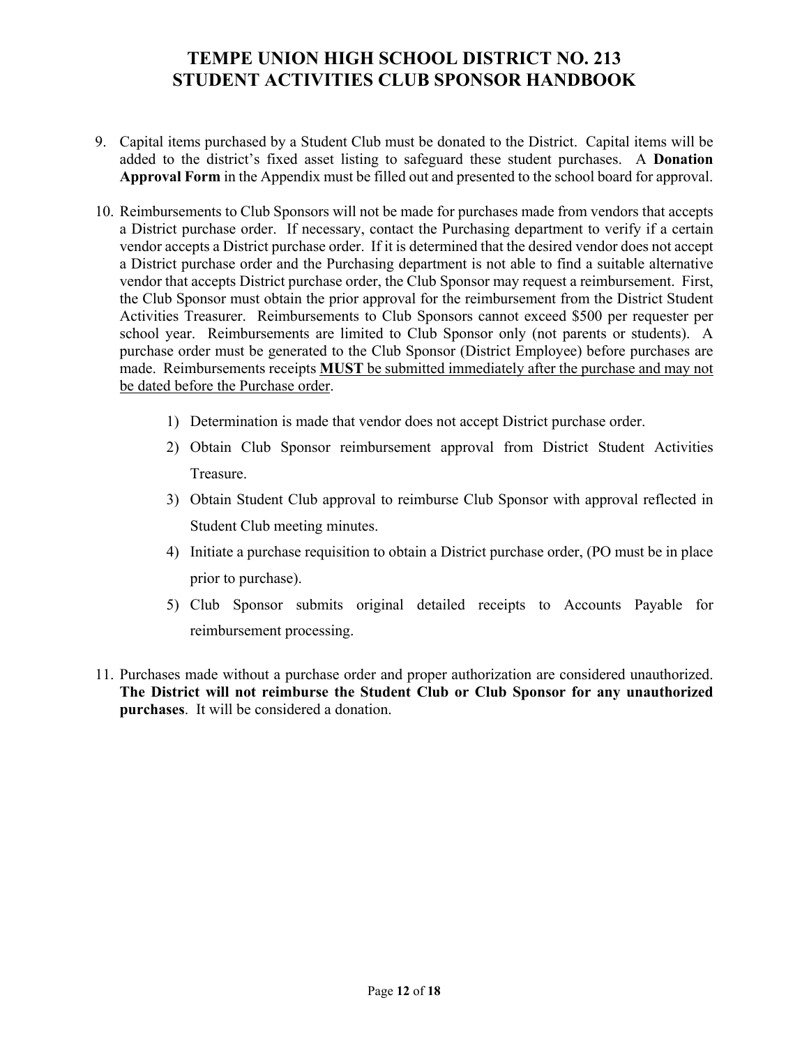9. Capital items purchased by a Student Club must be donated to the District. Capital items will be added to the district's fixed asset listing to safeguard these student purchases. A **Donation Approval Form** in the Appendix must be filled out and presented to the school board for approval.

10. Reimbursements to Club Sponsors will not be made for purchases made from vendors that accepts a District purchase order. If necessary, contact the Purchasing department to verify if a certain vendor accepts a District purchase order. If it is determined that the desired vendor does not accept a District purchase order and the Purchasing department is not able to find a suitable alternative vendor that accepts District purchase order, the Club Sponsor may request a reimbursement. First, the Club Sponsor must obtain the prior approval for the reimbursement from the District Student Activities Treasurer. Reimbursements to Club Sponsors cannot exceed $500 per requester per school year. Reimbursements are limited to Club Sponsor only (not parents or students). A purchase order must be generated to the Club Sponsor (District Employee) before purchases are made. Reimbursements receipts <u>**MUST** be submitted immediately after the purchase and may not be dated before the Purchase order</u>.

    1) Determination is made that vendor does not accept District purchase order.
    2) Obtain Club Sponsor reimbursement approval from District Student Activities Treasure.
    3) Obtain Student Club approval to reimburse Club Sponsor with approval reflected in Student Club meeting minutes.
    4) Initiate a purchase requisition to obtain a District purchase order, (PO must be in place prior to purchase).
    5) Club Sponsor submits original detailed receipts to Accounts Payable for reimbursement processing.

11. Purchases made without a purchase order and proper authorization are considered unauthorized. **The District will not reimburse the Student Club or Club Sponsor for any unauthorized purchases**. It will be considered a donation.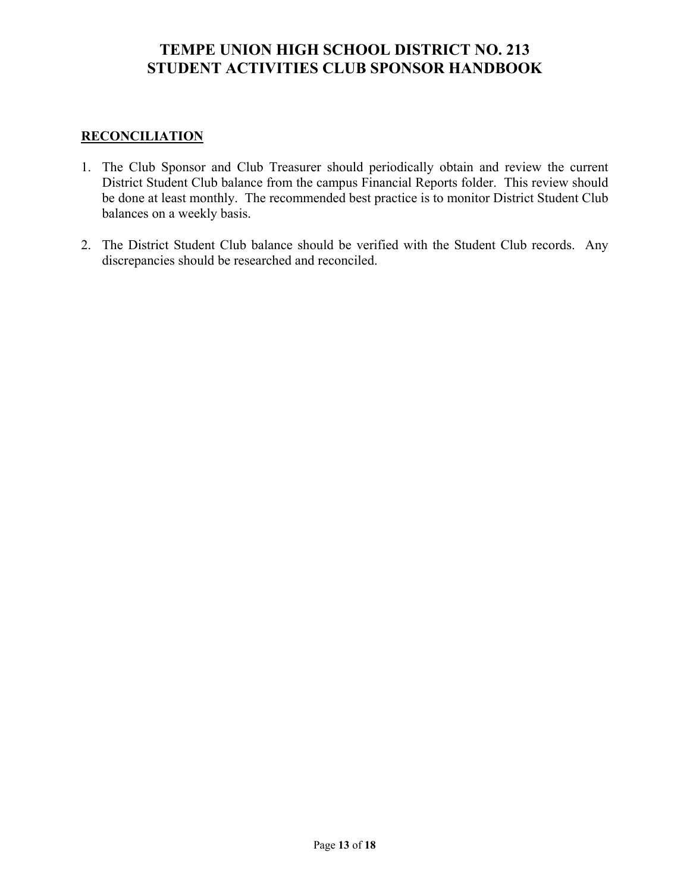## RECONCILIATION

1. The Club Sponsor and Club Treasurer should periodically obtain and review the current District Student Club balance from the campus Financial Reports folder. This review should be done at least monthly. The recommended best practice is to monitor District Student Club balances on a weekly basis.

2. The District Student Club balance should be verified with the Student Club records. Any discrepancies should be researched and reconciled.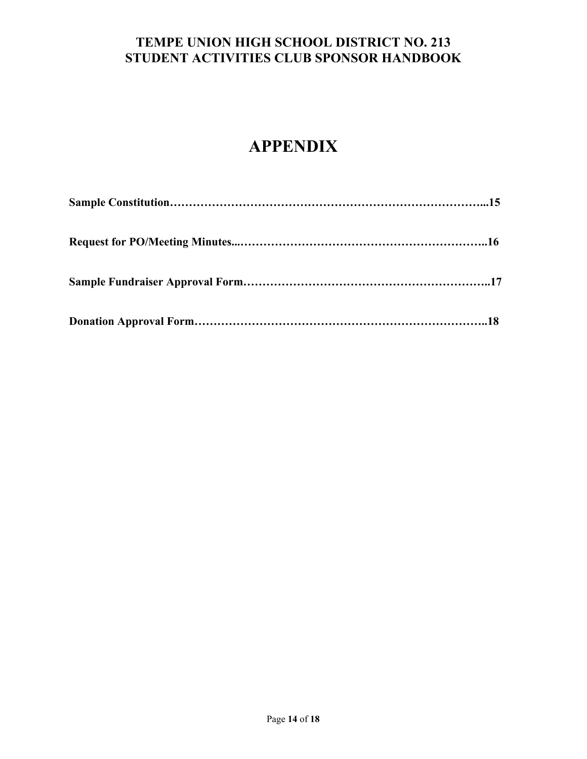# APPENDIX

**Sample Constitution…………………………………………………………………………...15**

**Request for PO/Meeting Minutes...…………………………………………………………..16**

**Sample Fundraiser Approval Form………………………………………………………..17**

**Donation Approval Form…………………………………………………………………..18**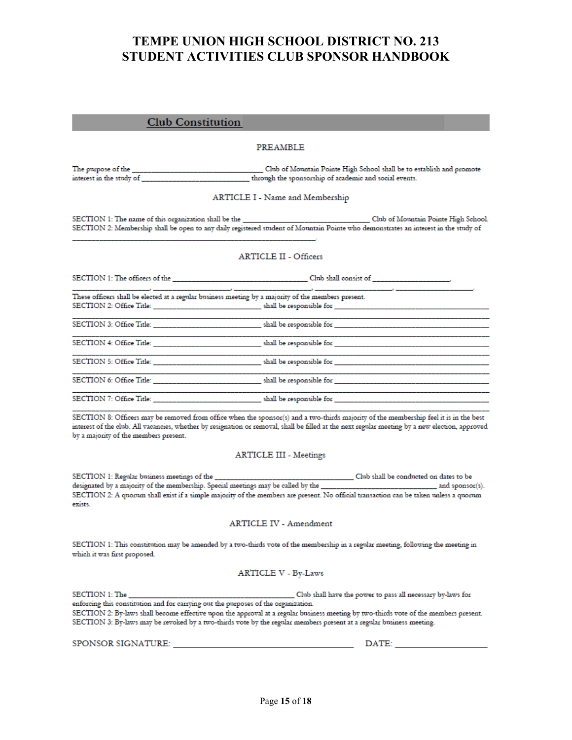# TEMPE UNION HIGH SCHOOL DISTRICT NO. 213
# STUDENT ACTIVITIES CLUB SPONSOR HANDBOOK

## Club Constitution

### PREAMBLE

The purpose of the ________________________________ Club of Mountain Pointe High School shall be to establish and promote interest in the study of ___________________________ through the sponsorship of academic and social events.

### ARTICLE I - Name and Membership

SECTION 1: The name of this organization shall be the ________________________________ Club of Mountain Pointe High School.
SECTION 2: Membership shall be open to any daily registered student of Mountain Pointe who demonstrates an interest in the study of ________________________________________________________________.

### ARTICLE II - Officers

SECTION 1: The officers of the ________________________________ Club shall consist of ___________________, ___________________, ___________________, ___________________, ___________________, ___________________.
These officers shall be elected at a regular business meeting by a majority of the members present.
SECTION 2: Office Title: __________________________ shall be responsible for ______________________________________
______________________________________________________________________________________________

SECTION 3: Office Title: __________________________ shall be responsible for ______________________________________
______________________________________________________________________________________________

SECTION 4: Office Title: __________________________ shall be responsible for ______________________________________
______________________________________________________________________________________________

SECTION 5: Office Title: __________________________ shall be responsible for ______________________________________
______________________________________________________________________________________________

SECTION 6: Office Title: __________________________ shall be responsible for ______________________________________
______________________________________________________________________________________________

SECTION 7: Office Title: __________________________ shall be responsible for ______________________________________
______________________________________________________________________________________________

SECTION 8: Officers may be removed from office when the sponsor(s) and a two-thirds majority of the membership feel it is in the best interest of the club. All vacancies, whether by resignation or removal, shall be filled at the next regular meeting by a new election, approved by a majority of the members present.

### ARTICLE III - Meetings

SECTION 1: Regular business meetings of the ___________________________________ Club shall be conducted on dates to be designated by a majority of the membership. Special meetings may be called by the _____________________________ and sponsor(s).
SECTION 2: A quorum shall exist if a simple majority of the members are present. No official transaction can be taken unless a quorum exists.

### ARTICLE IV - Amendment

SECTION 1: This constitution may be amended by a two-thirds vote of the membership in a regular meeting, following the meeting in which it was first proposed.

### ARTICLE V - By-Laws

SECTION 1: The ___________________________________________ Club shall have the power to pass all necessary by-laws for enforcing this constitution and for carrying out the purposes of the organization.
SECTION 2: By-laws shall become effective upon the approval at a regular business meeting by two-thirds vote of the members present.
SECTION 3: By-laws may be revoked by a two-thirds vote by the regular members present at a regular business meeting.

SPONSOR SIGNATURE: ________________________________________ DATE: ____________________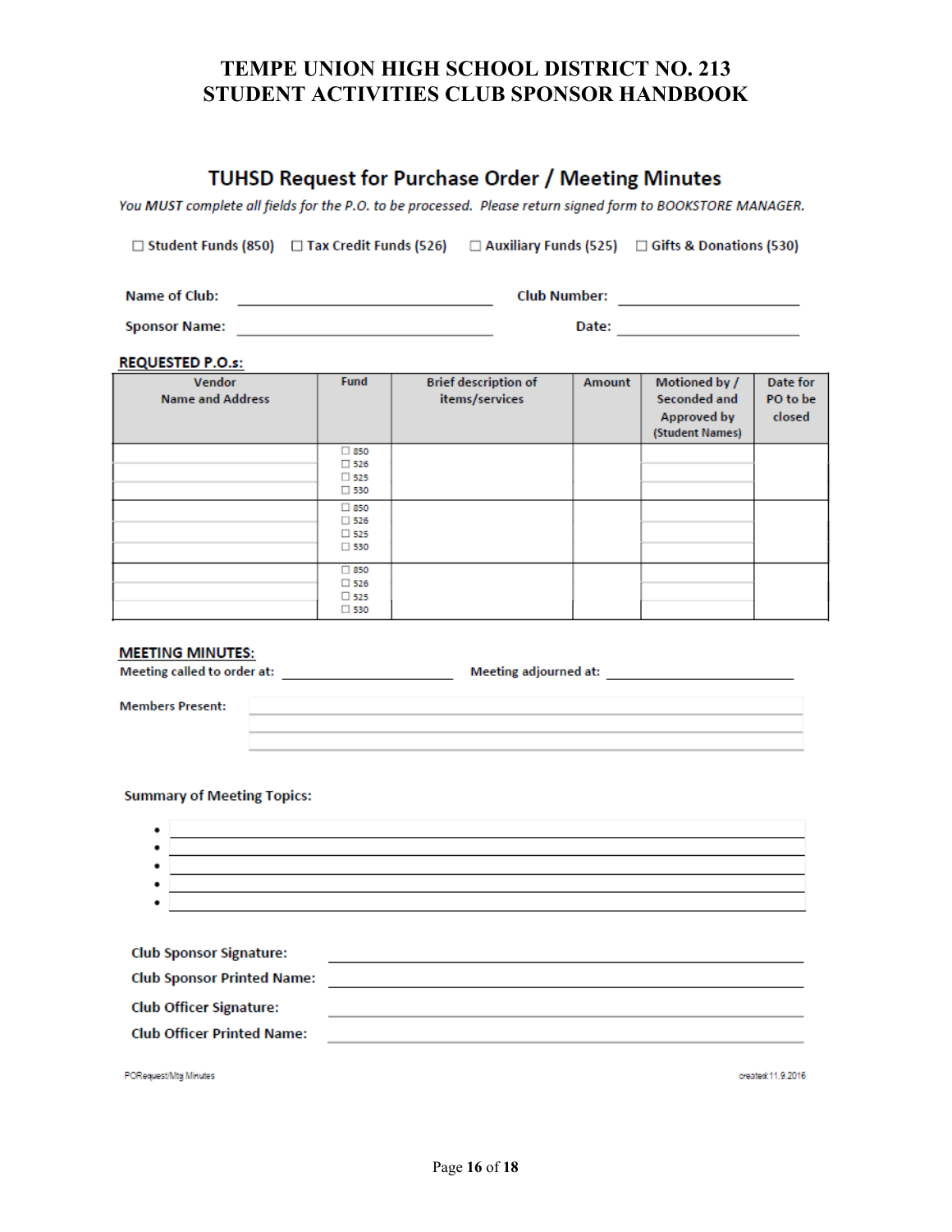# TUHSD Request for Purchase Order / Meeting Minutes

*You MUST complete all fields for the P.O. to be processed. Please return signed form to BOOKSTORE MANAGER.*

☐ Student Funds (850) ☐ Tax Credit Funds (526) ☐ Auxiliary Funds (525) ☐ Gifts & Donations (530)

**Name of Club:** ______________________ **Club Number:** ______________________

**Sponsor Name:** ______________________ **Date:** ______________________

**REQUESTED P.O.s:**

| Vendor Name and Address | Fund | Brief description of items/services | Amount | Motioned by / Seconded and Approved by (Student Names) | Date for PO to be closed |
|---|---|---|---|---|---|
| | ☐ 850 ☐ 526 ☐ 525 ☐ 530 | | | | |
| | ☐ 850 ☐ 526 ☐ 525 ☐ 530 | | | | |
| | ☐ 850 ☐ 526 ☐ 525 ☐ 530 | | | | |

**MEETING MINUTES:**

**Meeting called to order at:** ______________________ **Meeting adjourned at:** ______________________

**Members Present:** ______________________

**Summary of Meeting Topics:**

- ______________________
- ______________________
- ______________________
- ______________________
- ______________________

**Club Sponsor Signature:** ______________________

**Club Sponsor Printed Name:** ______________________

**Club Officer Signature:** ______________________

**Club Officer Printed Name:** ______________________

PORequest/Mtg Minutes created:11.9.2016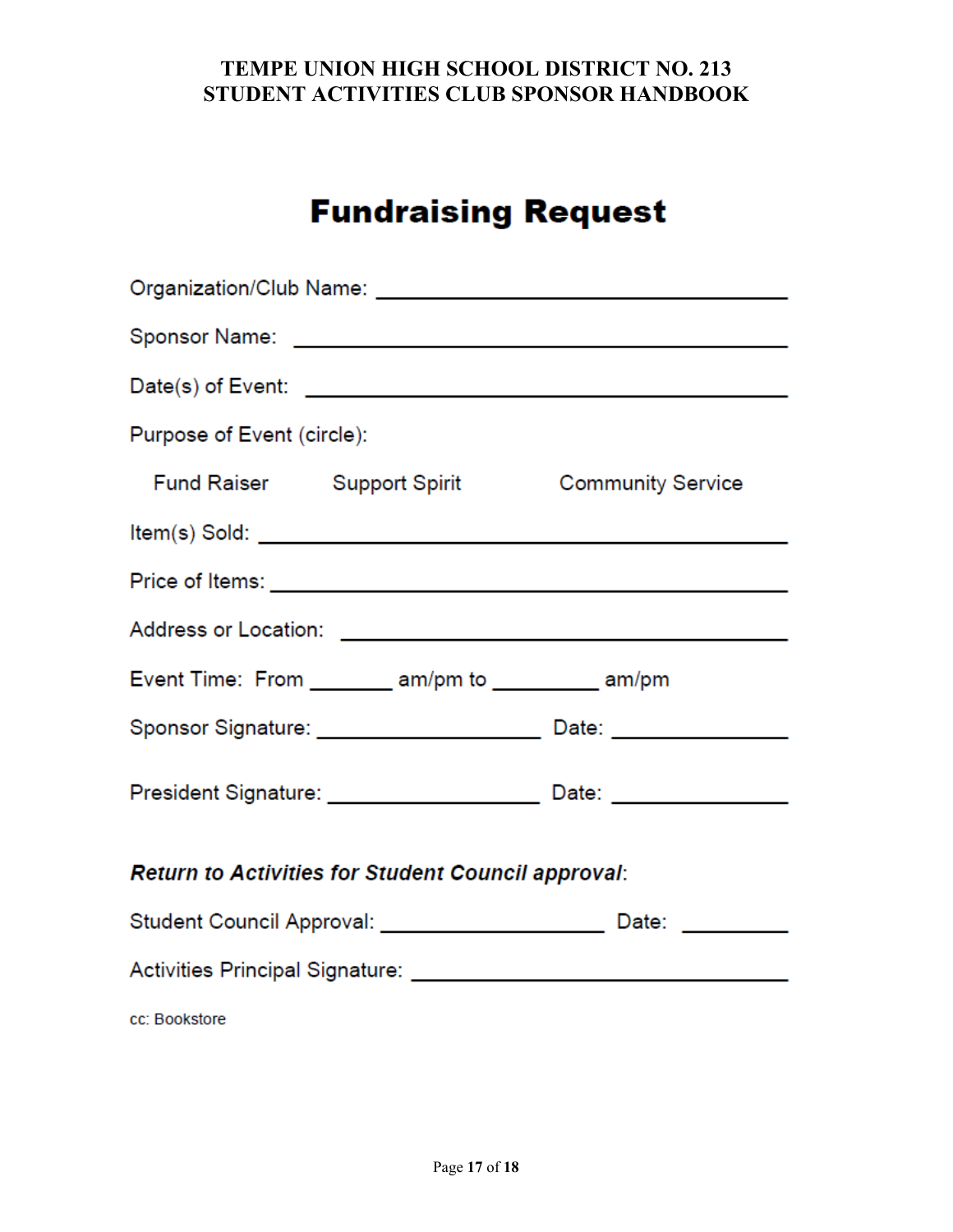# Fundraising Request

Organization/Club Name: ________________________________

Sponsor Name: ________________________________

Date(s) of Event: ________________________________

Purpose of Event (circle):

Fund Raiser    Support Spirit    Community Service

Item(s) Sold: ________________________________

Price of Items: ________________________________

Address or Location: ________________________________

Event Time: From _______ am/pm to _________ am/pm

Sponsor Signature: ___________________ Date: _______________

President Signature: ___________________ Date: _______________

***Return to Activities for Student Council approval***:

Student Council Approval: ___________________ Date: _________

Activities Principal Signature: ________________________________

cc: Bookstore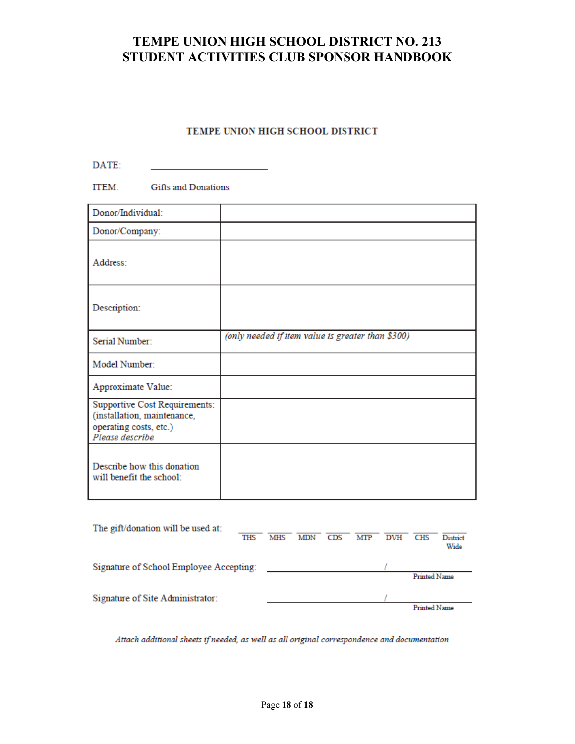### TEMPE UNION HIGH SCHOOL DISTRICT

DATE: ______________________

ITEM: Gifts and Donations

| | |
|---|---|
| Donor/Individual: | |
| Donor/Company: | |
| Address: | |
| Description: | |
| Serial Number: | *(only needed if item value is greater than $300)* |
| Model Number: | |
| Approximate Value: | |
| Supportive Cost Requirements: (installation, maintenance, operating costs, etc.) *Please describe* | |
| Describe how this donation will benefit the school: | |

The gift/donation will be used at: ____ THS ____ MHS ____ MDN ____ CDS ____ MTP ____ DVH ____ CHS ____ District Wide

Signature of School Employee Accepting: ______________________ / ______________________ Printed Name

Signature of Site Administrator: ______________________ / ______________________ Printed Name

*Attach additional sheets if needed, as well as all original correspondence and documentation*